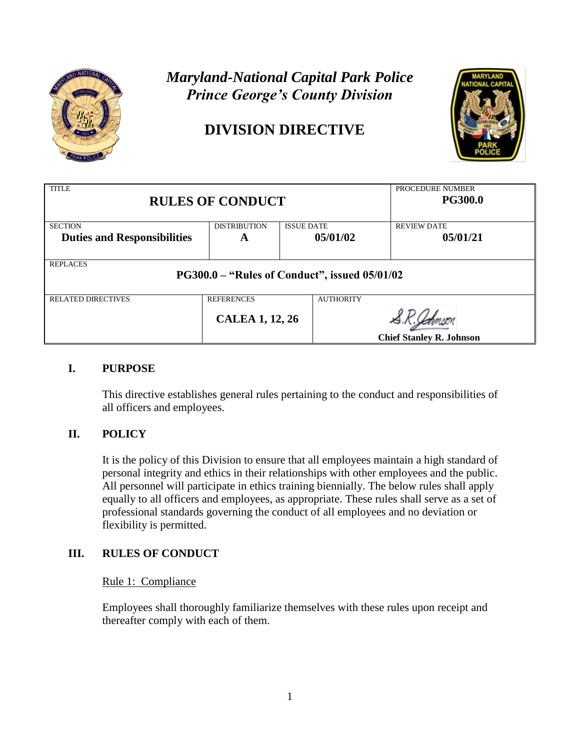# *Maryland-National Capital Park Police*
# *Prince George's County Division*

## DIVISION DIRECTIVE

| TITLE | | | PROCEDURE NUMBER |
|---|---|---|---|
| **RULES OF CONDUCT** | | | **PG300.0** |
| SECTION **Duties and Responsibilities** | DISTRIBUTION **A** | ISSUE DATE **05/01/02** | REVIEW DATE **05/01/21** |
| REPLACES **PG300.0 – "Rules of Conduct", issued 05/01/02** | | | |
| RELATED DIRECTIVES | REFERENCES **CALEA 1, 12, 26** | AUTHORITY S.R. Johnson **Chief Stanley R. Johnson** | |

## I. PURPOSE

This directive establishes general rules pertaining to the conduct and responsibilities of all officers and employees.

## II. POLICY

It is the policy of this Division to ensure that all employees maintain a high standard of personal integrity and ethics in their relationships with other employees and the public. All personnel will participate in ethics training biennially. The below rules shall apply equally to all officers and employees, as appropriate. These rules shall serve as a set of professional standards governing the conduct of all employees and no deviation or flexibility is permitted.

## III. RULES OF CONDUCT

Rule 1: Compliance

Employees shall thoroughly familiarize themselves with these rules upon receipt and thereafter comply with each of them.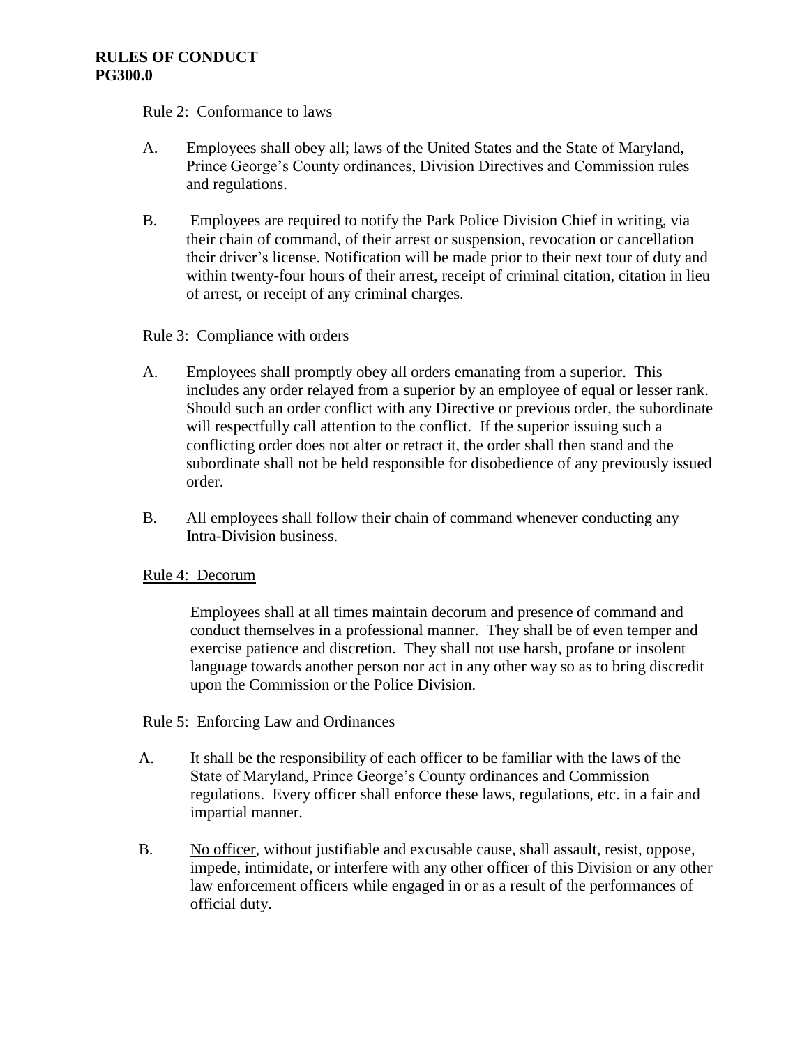**RULES OF CONDUCT**
**PG300.0**

Rule 2: Conformance to laws

A. Employees shall obey all; laws of the United States and the State of Maryland, Prince George's County ordinances, Division Directives and Commission rules and regulations.

B. Employees are required to notify the Park Police Division Chief in writing, via their chain of command, of their arrest or suspension, revocation or cancellation their driver's license. Notification will be made prior to their next tour of duty and within twenty-four hours of their arrest, receipt of criminal citation, citation in lieu of arrest, or receipt of any criminal charges.

Rule 3: Compliance with orders

A. Employees shall promptly obey all orders emanating from a superior. This includes any order relayed from a superior by an employee of equal or lesser rank. Should such an order conflict with any Directive or previous order, the subordinate will respectfully call attention to the conflict. If the superior issuing such a conflicting order does not alter or retract it, the order shall then stand and the subordinate shall not be held responsible for disobedience of any previously issued order.

B. All employees shall follow their chain of command whenever conducting any Intra-Division business.

Rule 4: Decorum

Employees shall at all times maintain decorum and presence of command and conduct themselves in a professional manner. They shall be of even temper and exercise patience and discretion. They shall not use harsh, profane or insolent language towards another person nor act in any other way so as to bring discredit upon the Commission or the Police Division.

Rule 5: Enforcing Law and Ordinances

A. It shall be the responsibility of each officer to be familiar with the laws of the State of Maryland, Prince George's County ordinances and Commission regulations. Every officer shall enforce these laws, regulations, etc. in a fair and impartial manner.

B. No officer, without justifiable and excusable cause, shall assault, resist, oppose, impede, intimidate, or interfere with any other officer of this Division or any other law enforcement officers while engaged in or as a result of the performances of official duty.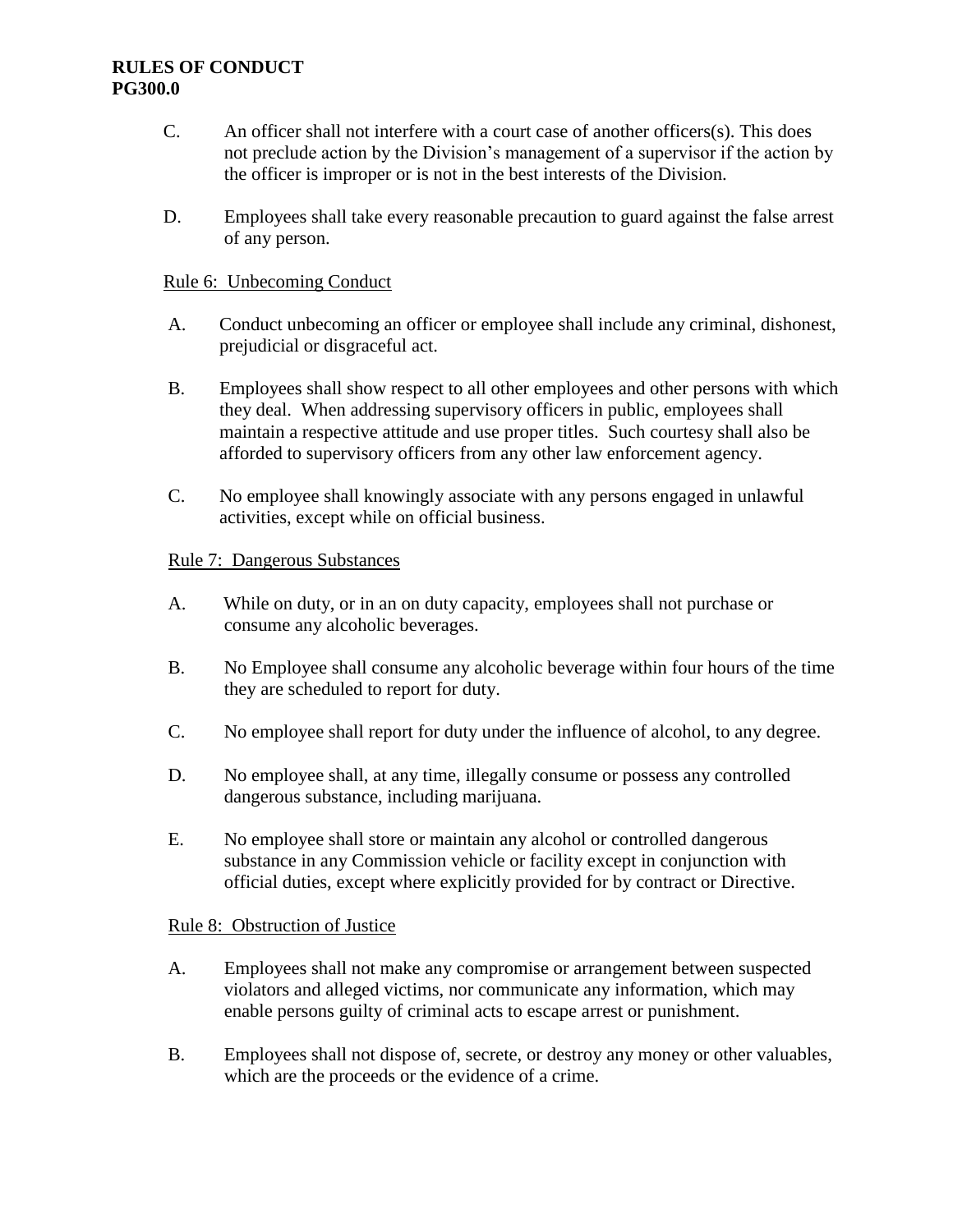C. An officer shall not interfere with a court case of another officers(s). This does not preclude action by the Division's management of a supervisor if the action by the officer is improper or is not in the best interests of the Division.

D. Employees shall take every reasonable precaution to guard against the false arrest of any person.

Rule 6: Unbecoming Conduct

A. Conduct unbecoming an officer or employee shall include any criminal, dishonest, prejudicial or disgraceful act.

B. Employees shall show respect to all other employees and other persons with which they deal. When addressing supervisory officers in public, employees shall maintain a respective attitude and use proper titles. Such courtesy shall also be afforded to supervisory officers from any other law enforcement agency.

C. No employee shall knowingly associate with any persons engaged in unlawful activities, except while on official business.

Rule 7: Dangerous Substances

A. While on duty, or in an on duty capacity, employees shall not purchase or consume any alcoholic beverages.

B. No Employee shall consume any alcoholic beverage within four hours of the time they are scheduled to report for duty.

C. No employee shall report for duty under the influence of alcohol, to any degree.

D. No employee shall, at any time, illegally consume or possess any controlled dangerous substance, including marijuana.

E. No employee shall store or maintain any alcohol or controlled dangerous substance in any Commission vehicle or facility except in conjunction with official duties, except where explicitly provided for by contract or Directive.

Rule 8: Obstruction of Justice

A. Employees shall not make any compromise or arrangement between suspected violators and alleged victims, nor communicate any information, which may enable persons guilty of criminal acts to escape arrest or punishment.

B. Employees shall not dispose of, secrete, or destroy any money or other valuables, which are the proceeds or the evidence of a crime.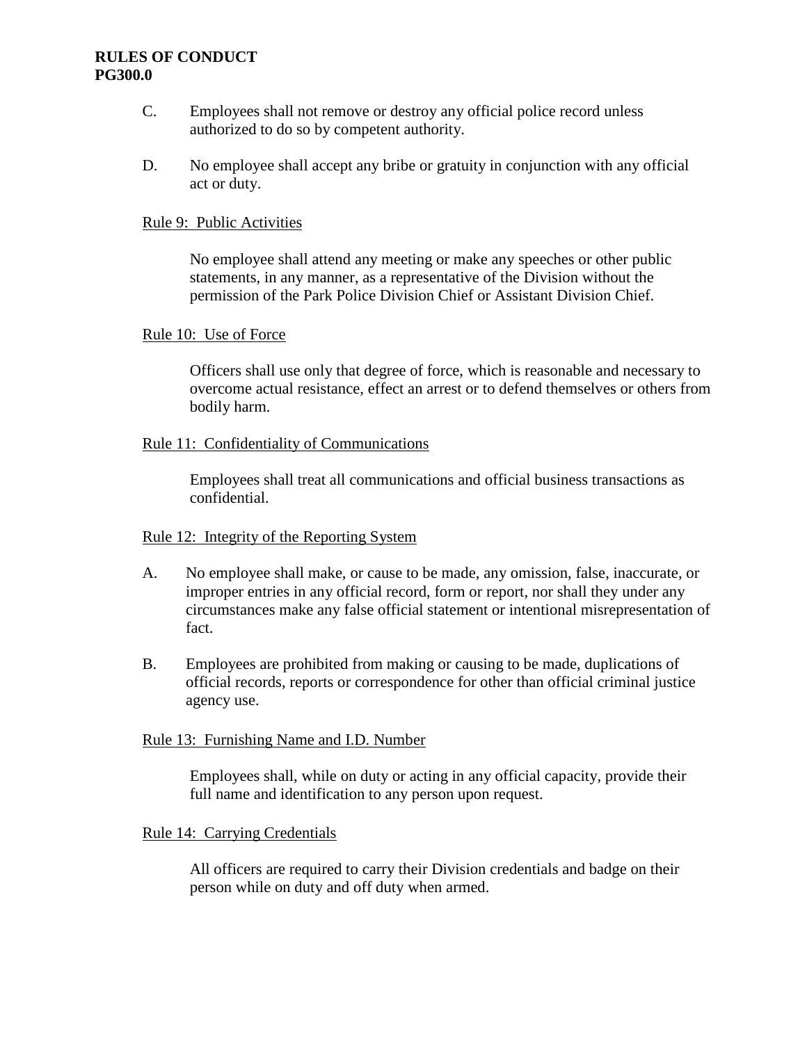C. Employees shall not remove or destroy any official police record unless authorized to do so by competent authority.

D. No employee shall accept any bribe or gratuity in conjunction with any official act or duty.

Rule 9: Public Activities

No employee shall attend any meeting or make any speeches or other public statements, in any manner, as a representative of the Division without the permission of the Park Police Division Chief or Assistant Division Chief.

Rule 10: Use of Force

Officers shall use only that degree of force, which is reasonable and necessary to overcome actual resistance, effect an arrest or to defend themselves or others from bodily harm.

Rule 11: Confidentiality of Communications

Employees shall treat all communications and official business transactions as confidential.

Rule 12: Integrity of the Reporting System

A. No employee shall make, or cause to be made, any omission, false, inaccurate, or improper entries in any official record, form or report, nor shall they under any circumstances make any false official statement or intentional misrepresentation of fact.

B. Employees are prohibited from making or causing to be made, duplications of official records, reports or correspondence for other than official criminal justice agency use.

Rule 13: Furnishing Name and I.D. Number

Employees shall, while on duty or acting in any official capacity, provide their full name and identification to any person upon request.

Rule 14: Carrying Credentials

All officers are required to carry their Division credentials and badge on their person while on duty and off duty when armed.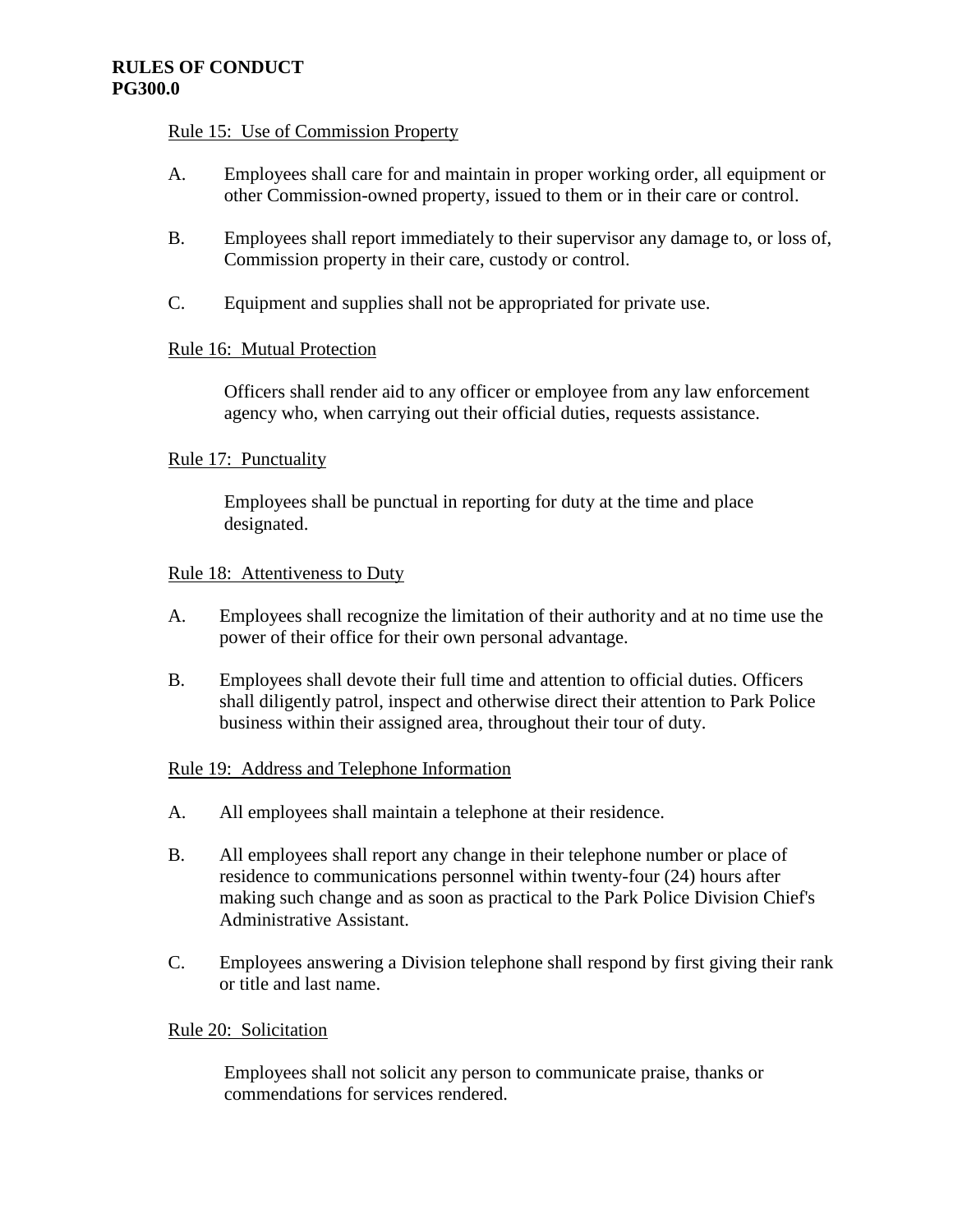Rule 15: Use of Commission Property

A. Employees shall care for and maintain in proper working order, all equipment or other Commission-owned property, issued to them or in their care or control.

B. Employees shall report immediately to their supervisor any damage to, or loss of, Commission property in their care, custody or control.

C. Equipment and supplies shall not be appropriated for private use.

Rule 16: Mutual Protection

Officers shall render aid to any officer or employee from any law enforcement agency who, when carrying out their official duties, requests assistance.

Rule 17: Punctuality

Employees shall be punctual in reporting for duty at the time and place designated.

Rule 18: Attentiveness to Duty

A. Employees shall recognize the limitation of their authority and at no time use the power of their office for their own personal advantage.

B. Employees shall devote their full time and attention to official duties. Officers shall diligently patrol, inspect and otherwise direct their attention to Park Police business within their assigned area, throughout their tour of duty.

Rule 19: Address and Telephone Information

A. All employees shall maintain a telephone at their residence.

B. All employees shall report any change in their telephone number or place of residence to communications personnel within twenty-four (24) hours after making such change and as soon as practical to the Park Police Division Chief's Administrative Assistant.

C. Employees answering a Division telephone shall respond by first giving their rank or title and last name.

Rule 20: Solicitation

Employees shall not solicit any person to communicate praise, thanks or commendations for services rendered.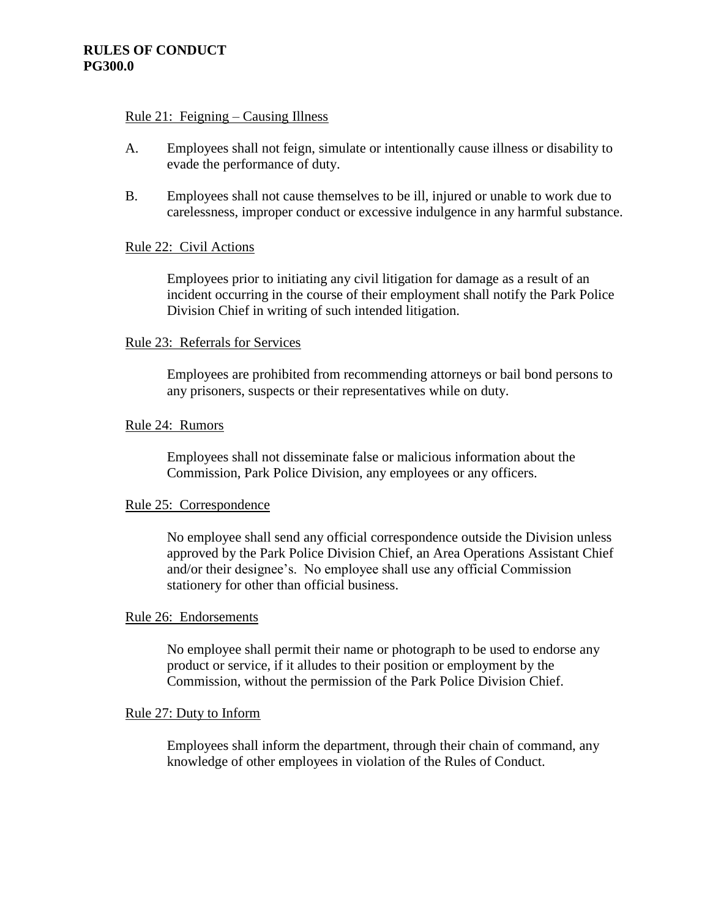Rule 21: Feigning – Causing Illness

A. Employees shall not feign, simulate or intentionally cause illness or disability to evade the performance of duty.

B. Employees shall not cause themselves to be ill, injured or unable to work due to carelessness, improper conduct or excessive indulgence in any harmful substance.

Rule 22: Civil Actions

Employees prior to initiating any civil litigation for damage as a result of an incident occurring in the course of their employment shall notify the Park Police Division Chief in writing of such intended litigation.

Rule 23: Referrals for Services

Employees are prohibited from recommending attorneys or bail bond persons to any prisoners, suspects or their representatives while on duty.

Rule 24: Rumors

Employees shall not disseminate false or malicious information about the Commission, Park Police Division, any employees or any officers.

Rule 25: Correspondence

No employee shall send any official correspondence outside the Division unless approved by the Park Police Division Chief, an Area Operations Assistant Chief and/or their designee's. No employee shall use any official Commission stationery for other than official business.

Rule 26: Endorsements

No employee shall permit their name or photograph to be used to endorse any product or service, if it alludes to their position or employment by the Commission, without the permission of the Park Police Division Chief.

Rule 27: Duty to Inform

Employees shall inform the department, through their chain of command, any knowledge of other employees in violation of the Rules of Conduct.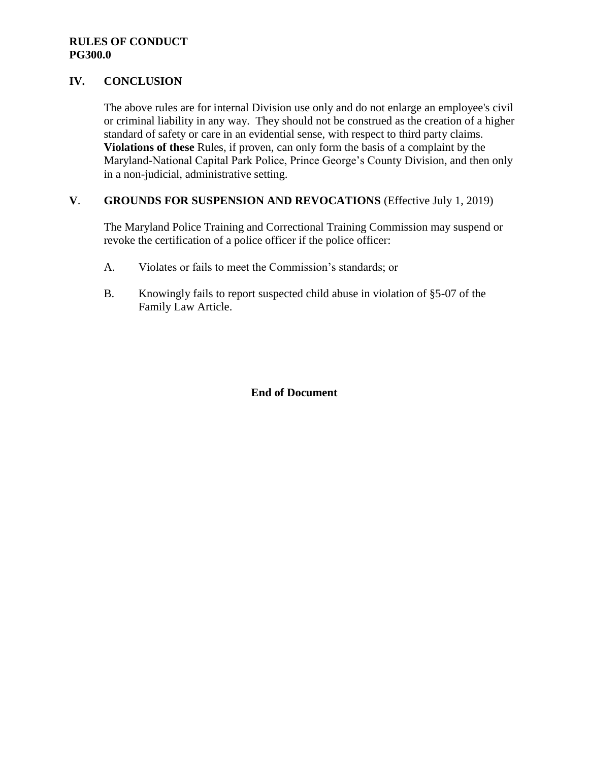**RULES OF CONDUCT**
**PG300.0**

## IV. CONCLUSION

The above rules are for internal Division use only and do not enlarge an employee's civil or criminal liability in any way. They should not be construed as the creation of a higher standard of safety or care in an evidential sense, with respect to third party claims. **Violations of these** Rules, if proven, can only form the basis of a complaint by the Maryland-National Capital Park Police, Prince George's County Division, and then only in a non-judicial, administrative setting.

## V. GROUNDS FOR SUSPENSION AND REVOCATIONS (Effective July 1, 2019)

The Maryland Police Training and Correctional Training Commission may suspend or revoke the certification of a police officer if the police officer:

A. Violates or fails to meet the Commission's standards; or

B. Knowingly fails to report suspected child abuse in violation of §5-07 of the Family Law Article.

**End of Document**